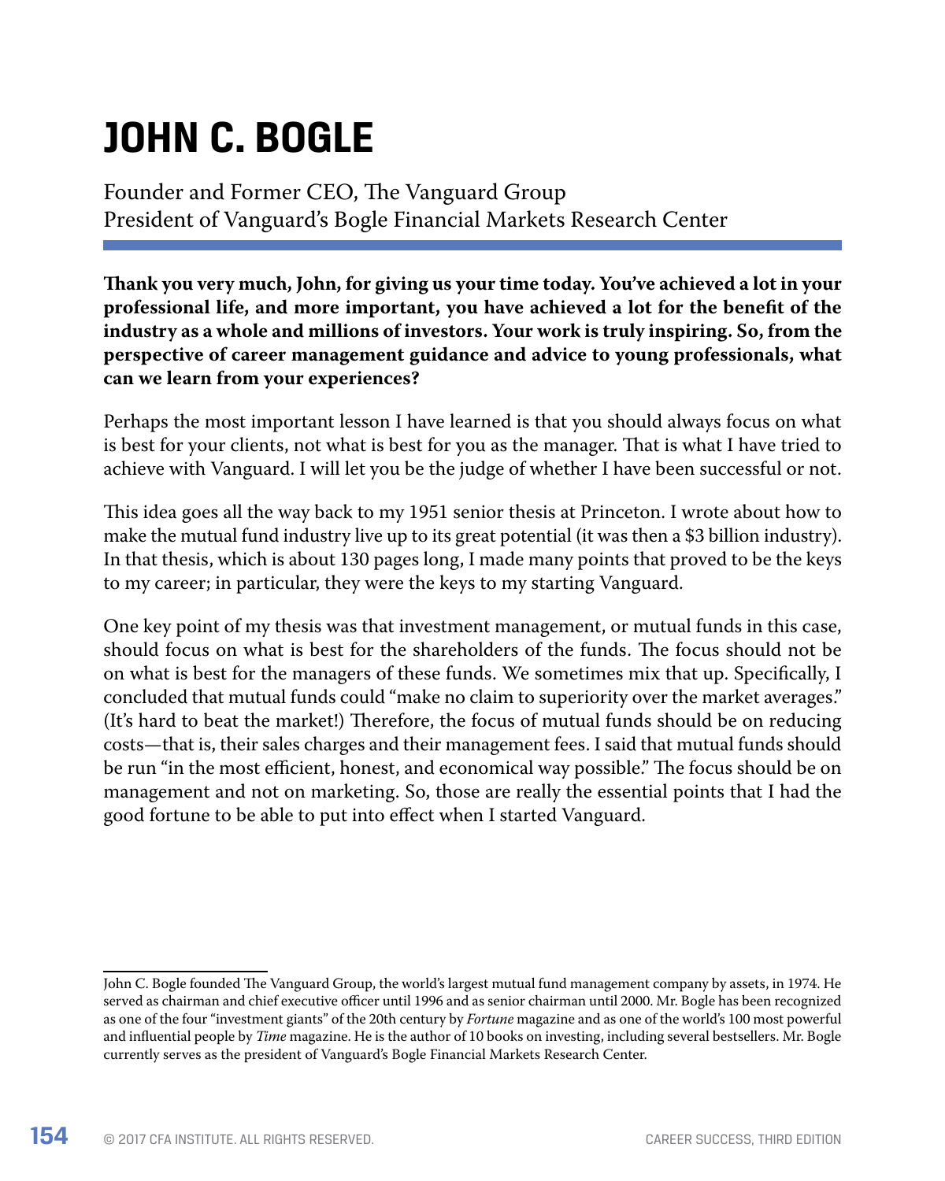# JOHN C. BOGLE

Founder and Former CEO, The Vanguard Group
President of Vanguard's Bogle Financial Markets Research Center

**Thank you very much, John, for giving us your time today. You've achieved a lot in your professional life, and more important, you have achieved a lot for the benefit of the industry as a whole and millions of investors. Your work is truly inspiring. So, from the perspective of career management guidance and advice to young professionals, what can we learn from your experiences?**

Perhaps the most important lesson I have learned is that you should always focus on what is best for your clients, not what is best for you as the manager. That is what I have tried to achieve with Vanguard. I will let you be the judge of whether I have been successful or not.

This idea goes all the way back to my 1951 senior thesis at Princeton. I wrote about how to make the mutual fund industry live up to its great potential (it was then a $3 billion industry). In that thesis, which is about 130 pages long, I made many points that proved to be the keys to my career; in particular, they were the keys to my starting Vanguard.

One key point of my thesis was that investment management, or mutual funds in this case, should focus on what is best for the shareholders of the funds. The focus should not be on what is best for the managers of these funds. We sometimes mix that up. Specifically, I concluded that mutual funds could "make no claim to superiority over the market averages." (It's hard to beat the market!) Therefore, the focus of mutual funds should be on reducing costs—that is, their sales charges and their management fees. I said that mutual funds should be run "in the most efficient, honest, and economical way possible." The focus should be on management and not on marketing. So, those are really the essential points that I had the good fortune to be able to put into effect when I started Vanguard.

---

John C. Bogle founded The Vanguard Group, the world's largest mutual fund management company by assets, in 1974. He served as chairman and chief executive officer until 1996 and as senior chairman until 2000. Mr. Bogle has been recognized as one of the four "investment giants" of the 20th century by *Fortune* magazine and as one of the world's 100 most powerful and influential people by *Time* magazine. He is the author of 10 books on investing, including several bestsellers. Mr. Bogle currently serves as the president of Vanguard's Bogle Financial Markets Research Center.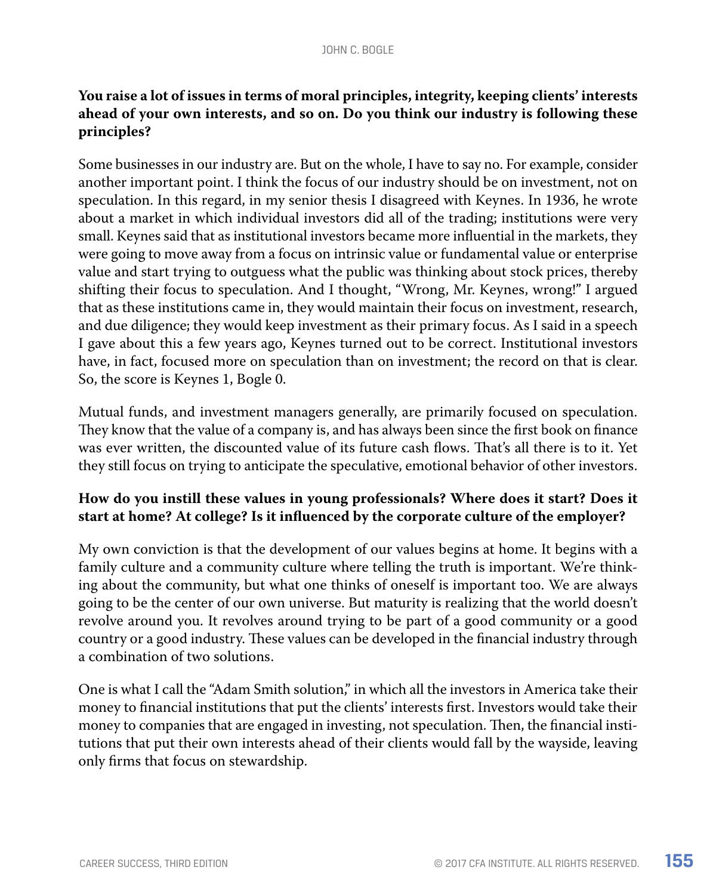**You raise a lot of issues in terms of moral principles, integrity, keeping clients' interests ahead of your own interests, and so on. Do you think our industry is following these principles?**

Some businesses in our industry are. But on the whole, I have to say no. For example, consider another important point. I think the focus of our industry should be on investment, not on speculation. In this regard, in my senior thesis I disagreed with Keynes. In 1936, he wrote about a market in which individual investors did all of the trading; institutions were very small. Keynes said that as institutional investors became more influential in the markets, they were going to move away from a focus on intrinsic value or fundamental value or enterprise value and start trying to outguess what the public was thinking about stock prices, thereby shifting their focus to speculation. And I thought, "Wrong, Mr. Keynes, wrong!" I argued that as these institutions came in, they would maintain their focus on investment, research, and due diligence; they would keep investment as their primary focus. As I said in a speech I gave about this a few years ago, Keynes turned out to be correct. Institutional investors have, in fact, focused more on speculation than on investment; the record on that is clear. So, the score is Keynes 1, Bogle 0.

Mutual funds, and investment managers generally, are primarily focused on speculation. They know that the value of a company is, and has always been since the first book on finance was ever written, the discounted value of its future cash flows. That's all there is to it. Yet they still focus on trying to anticipate the speculative, emotional behavior of other investors.

**How do you instill these values in young professionals? Where does it start? Does it start at home? At college? Is it influenced by the corporate culture of the employer?**

My own conviction is that the development of our values begins at home. It begins with a family culture and a community culture where telling the truth is important. We're thinking about the community, but what one thinks of oneself is important too. We are always going to be the center of our own universe. But maturity is realizing that the world doesn't revolve around you. It revolves around trying to be part of a good community or a good country or a good industry. These values can be developed in the financial industry through a combination of two solutions.

One is what I call the "Adam Smith solution," in which all the investors in America take their money to financial institutions that put the clients' interests first. Investors would take their money to companies that are engaged in investing, not speculation. Then, the financial institutions that put their own interests ahead of their clients would fall by the wayside, leaving only firms that focus on stewardship.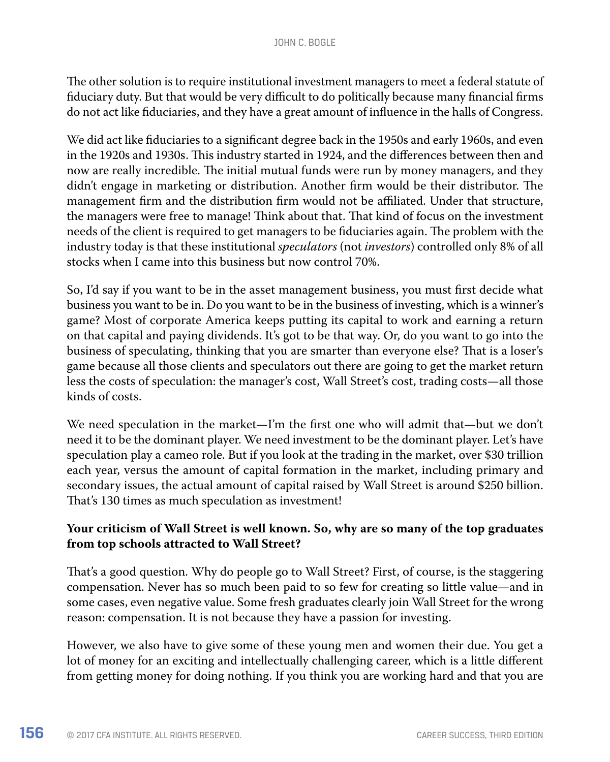The other solution is to require institutional investment managers to meet a federal statute of fiduciary duty. But that would be very difficult to do politically because many financial firms do not act like fiduciaries, and they have a great amount of influence in the halls of Congress.

We did act like fiduciaries to a significant degree back in the 1950s and early 1960s, and even in the 1920s and 1930s. This industry started in 1924, and the differences between then and now are really incredible. The initial mutual funds were run by money managers, and they didn't engage in marketing or distribution. Another firm would be their distributor. The management firm and the distribution firm would not be affiliated. Under that structure, the managers were free to manage! Think about that. That kind of focus on the investment needs of the client is required to get managers to be fiduciaries again. The problem with the industry today is that these institutional *speculators* (not *investors*) controlled only 8% of all stocks when I came into this business but now control 70%.

So, I'd say if you want to be in the asset management business, you must first decide what business you want to be in. Do you want to be in the business of investing, which is a winner's game? Most of corporate America keeps putting its capital to work and earning a return on that capital and paying dividends. It's got to be that way. Or, do you want to go into the business of speculating, thinking that you are smarter than everyone else? That is a loser's game because all those clients and speculators out there are going to get the market return less the costs of speculation: the manager's cost, Wall Street's cost, trading costs—all those kinds of costs.

We need speculation in the market—I'm the first one who will admit that—but we don't need it to be the dominant player. We need investment to be the dominant player. Let's have speculation play a cameo role. But if you look at the trading in the market, over $30 trillion each year, versus the amount of capital formation in the market, including primary and secondary issues, the actual amount of capital raised by Wall Street is around $250 billion. That's 130 times as much speculation as investment!

**Your criticism of Wall Street is well known. So, why are so many of the top graduates from top schools attracted to Wall Street?**

That's a good question. Why do people go to Wall Street? First, of course, is the staggering compensation. Never has so much been paid to so few for creating so little value—and in some cases, even negative value. Some fresh graduates clearly join Wall Street for the wrong reason: compensation. It is not because they have a passion for investing.

However, we also have to give some of these young men and women their due. You get a lot of money for an exciting and intellectually challenging career, which is a little different from getting money for doing nothing. If you think you are working hard and that you are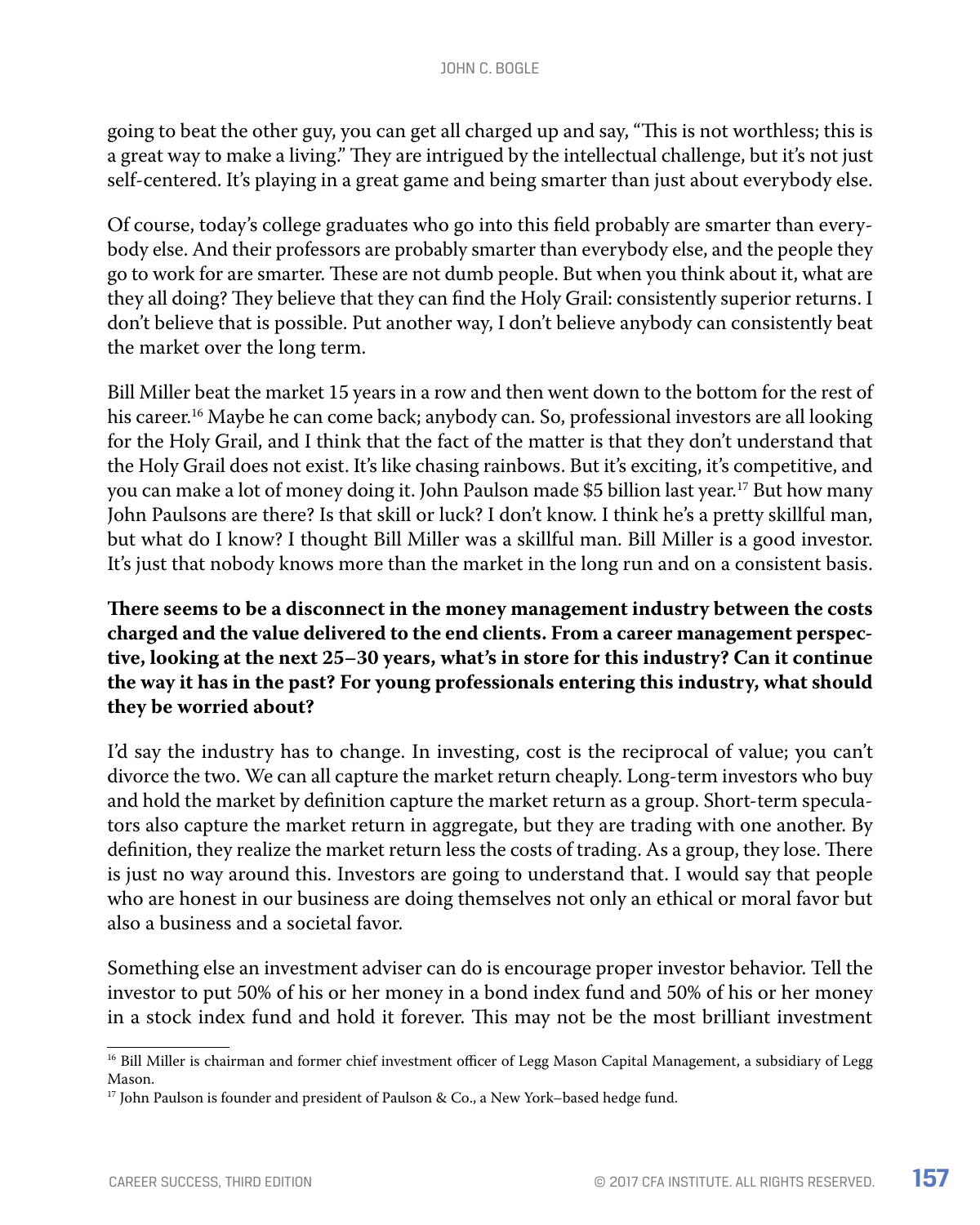going to beat the other guy, you can get all charged up and say, "This is not worthless; this is a great way to make a living." They are intrigued by the intellectual challenge, but it's not just self-centered. It's playing in a great game and being smarter than just about everybody else.

Of course, today's college graduates who go into this field probably are smarter than everybody else. And their professors are probably smarter than everybody else, and the people they go to work for are smarter. These are not dumb people. But when you think about it, what are they all doing? They believe that they can find the Holy Grail: consistently superior returns. I don't believe that is possible. Put another way, I don't believe anybody can consistently beat the market over the long term.

Bill Miller beat the market 15 years in a row and then went down to the bottom for the rest of his career.[16] Maybe he can come back; anybody can. So, professional investors are all looking for the Holy Grail, and I think that the fact of the matter is that they don't understand that the Holy Grail does not exist. It's like chasing rainbows. But it's exciting, it's competitive, and you can make a lot of money doing it. John Paulson made $5 billion last year.[17] But how many John Paulsons are there? Is that skill or luck? I don't know. I think he's a pretty skillful man, but what do I know? I thought Bill Miller was a skillful man. Bill Miller is a good investor. It's just that nobody knows more than the market in the long run and on a consistent basis.

**There seems to be a disconnect in the money management industry between the costs charged and the value delivered to the end clients. From a career management perspective, looking at the next 25–30 years, what's in store for this industry? Can it continue the way it has in the past? For young professionals entering this industry, what should they be worried about?**

I'd say the industry has to change. In investing, cost is the reciprocal of value; you can't divorce the two. We can all capture the market return cheaply. Long-term investors who buy and hold the market by definition capture the market return as a group. Short-term speculators also capture the market return in aggregate, but they are trading with one another. By definition, they realize the market return less the costs of trading. As a group, they lose. There is just no way around this. Investors are going to understand that. I would say that people who are honest in our business are doing themselves not only an ethical or moral favor but also a business and a societal favor.

Something else an investment adviser can do is encourage proper investor behavior. Tell the investor to put 50% of his or her money in a bond index fund and 50% of his or her money in a stock index fund and hold it forever. This may not be the most brilliant investment

---

[16] Bill Miller is chairman and former chief investment officer of Legg Mason Capital Management, a subsidiary of Legg Mason.

[17] John Paulson is founder and president of Paulson & Co., a New York–based hedge fund.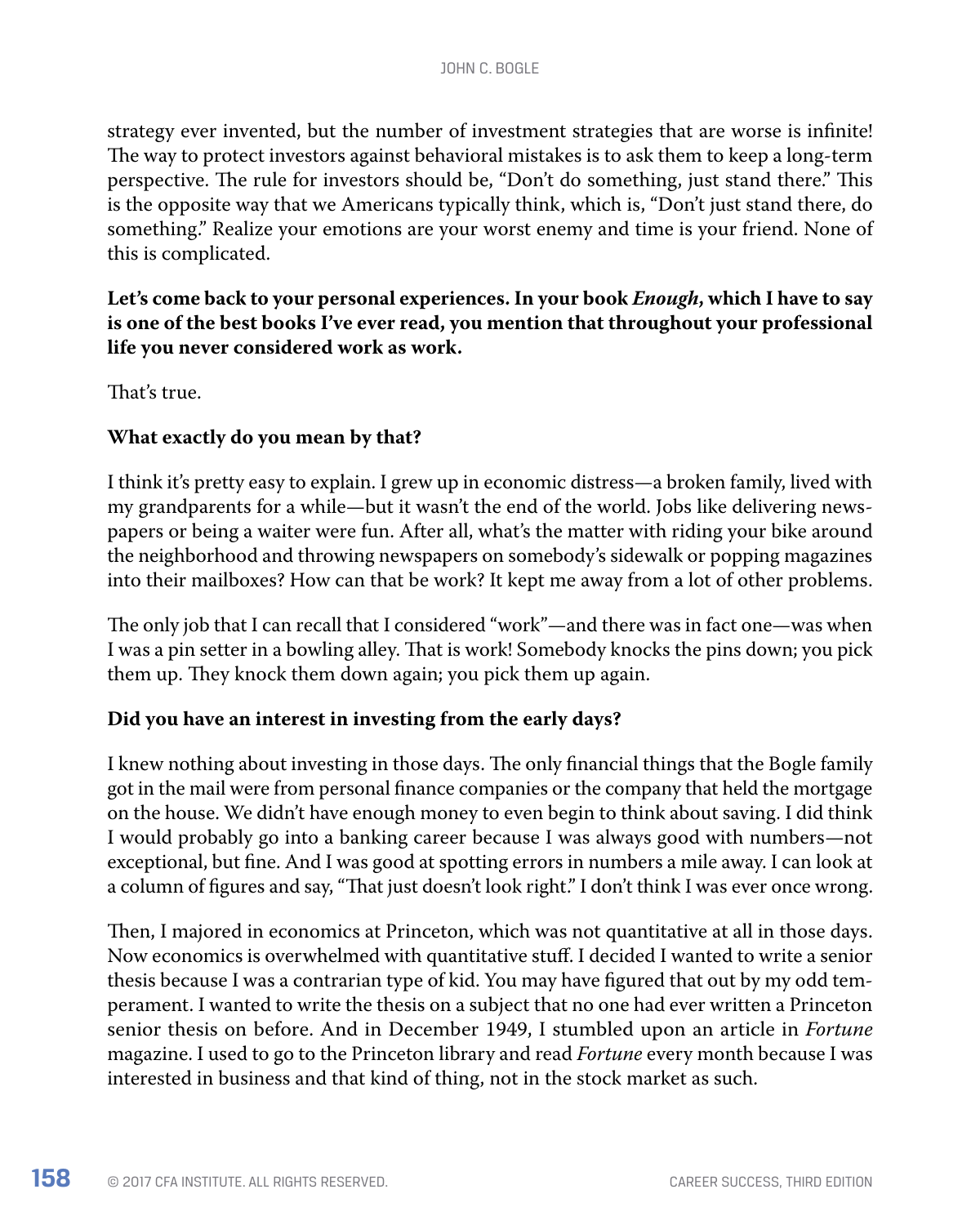strategy ever invented, but the number of investment strategies that are worse is infinite! The way to protect investors against behavioral mistakes is to ask them to keep a long-term perspective. The rule for investors should be, "Don't do something, just stand there." This is the opposite way that we Americans typically think, which is, "Don't just stand there, do something." Realize your emotions are your worst enemy and time is your friend. None of this is complicated.

**Let's come back to your personal experiences. In your book *Enough*, which I have to say is one of the best books I've ever read, you mention that throughout your professional life you never considered work as work.**

That's true.

**What exactly do you mean by that?**

I think it's pretty easy to explain. I grew up in economic distress—a broken family, lived with my grandparents for a while—but it wasn't the end of the world. Jobs like delivering newspapers or being a waiter were fun. After all, what's the matter with riding your bike around the neighborhood and throwing newspapers on somebody's sidewalk or popping magazines into their mailboxes? How can that be work? It kept me away from a lot of other problems.

The only job that I can recall that I considered "work"—and there was in fact one—was when I was a pin setter in a bowling alley. That is work! Somebody knocks the pins down; you pick them up. They knock them down again; you pick them up again.

**Did you have an interest in investing from the early days?**

I knew nothing about investing in those days. The only financial things that the Bogle family got in the mail were from personal finance companies or the company that held the mortgage on the house. We didn't have enough money to even begin to think about saving. I did think I would probably go into a banking career because I was always good with numbers—not exceptional, but fine. And I was good at spotting errors in numbers a mile away. I can look at a column of figures and say, "That just doesn't look right." I don't think I was ever once wrong.

Then, I majored in economics at Princeton, which was not quantitative at all in those days. Now economics is overwhelmed with quantitative stuff. I decided I wanted to write a senior thesis because I was a contrarian type of kid. You may have figured that out by my odd temperament. I wanted to write the thesis on a subject that no one had ever written a Princeton senior thesis on before. And in December 1949, I stumbled upon an article in *Fortune* magazine. I used to go to the Princeton library and read *Fortune* every month because I was interested in business and that kind of thing, not in the stock market as such.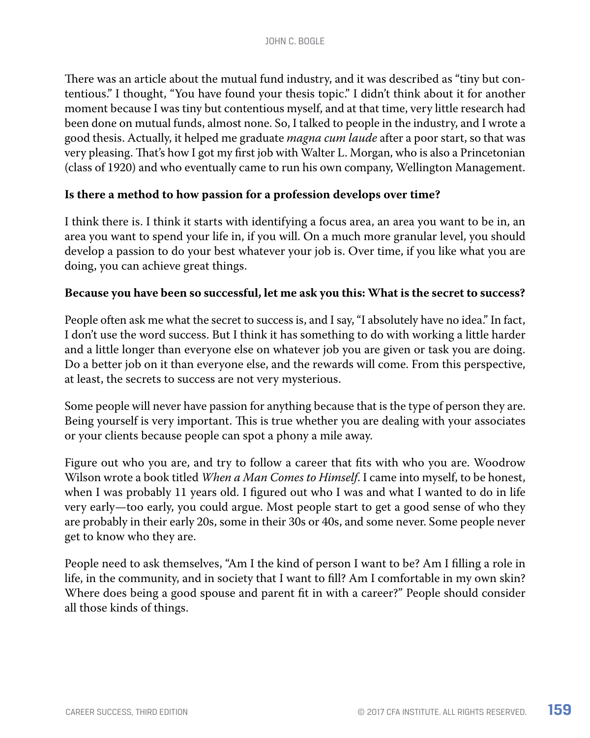There was an article about the mutual fund industry, and it was described as "tiny but contentious." I thought, "You have found your thesis topic." I didn't think about it for another moment because I was tiny but contentious myself, and at that time, very little research had been done on mutual funds, almost none. So, I talked to people in the industry, and I wrote a good thesis. Actually, it helped me graduate *magna cum laude* after a poor start, so that was very pleasing. That's how I got my first job with Walter L. Morgan, who is also a Princetonian (class of 1920) and who eventually came to run his own company, Wellington Management.

**Is there a method to how passion for a profession develops over time?**

I think there is. I think it starts with identifying a focus area, an area you want to be in, an area you want to spend your life in, if you will. On a much more granular level, you should develop a passion to do your best whatever your job is. Over time, if you like what you are doing, you can achieve great things.

**Because you have been so successful, let me ask you this: What is the secret to success?**

People often ask me what the secret to success is, and I say, "I absolutely have no idea." In fact, I don't use the word success. But I think it has something to do with working a little harder and a little longer than everyone else on whatever job you are given or task you are doing. Do a better job on it than everyone else, and the rewards will come. From this perspective, at least, the secrets to success are not very mysterious.

Some people will never have passion for anything because that is the type of person they are. Being yourself is very important. This is true whether you are dealing with your associates or your clients because people can spot a phony a mile away.

Figure out who you are, and try to follow a career that fits with who you are. Woodrow Wilson wrote a book titled *When a Man Comes to Himself*. I came into myself, to be honest, when I was probably 11 years old. I figured out who I was and what I wanted to do in life very early—too early, you could argue. Most people start to get a good sense of who they are probably in their early 20s, some in their 30s or 40s, and some never. Some people never get to know who they are.

People need to ask themselves, "Am I the kind of person I want to be? Am I filling a role in life, in the community, and in society that I want to fill? Am I comfortable in my own skin? Where does being a good spouse and parent fit in with a career?" People should consider all those kinds of things.